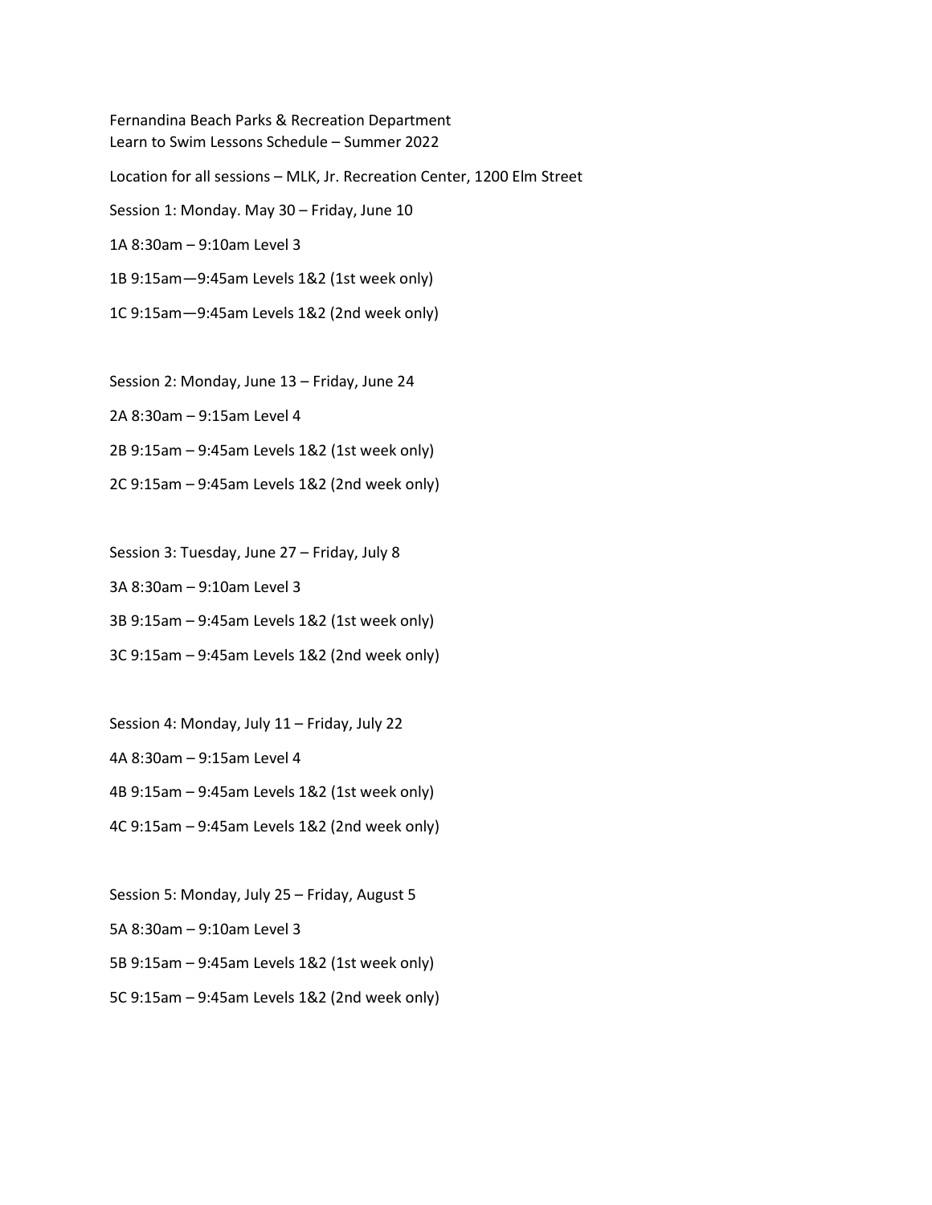Fernandina Beach Parks & Recreation Department
Learn to Swim Lessons Schedule – Summer 2022

Location for all sessions – MLK, Jr. Recreation Center, 1200 Elm Street

Session 1: Monday. May 30 – Friday, June 10

1A 8:30am – 9:10am Level 3

1B 9:15am—9:45am Levels 1&2 (1st week only)

1C 9:15am—9:45am Levels 1&2 (2nd week only)

Session 2: Monday, June 13 – Friday, June 24

2A 8:30am – 9:15am Level 4

2B 9:15am – 9:45am Levels 1&2 (1st week only)

2C 9:15am – 9:45am Levels 1&2 (2nd week only)

Session 3: Tuesday, June 27 – Friday, July 8

3A 8:30am – 9:10am Level 3

3B 9:15am – 9:45am Levels 1&2 (1st week only)

3C 9:15am – 9:45am Levels 1&2 (2nd week only)

Session 4: Monday, July 11 – Friday, July 22

4A 8:30am – 9:15am Level 4

4B 9:15am – 9:45am Levels 1&2 (1st week only)

4C 9:15am – 9:45am Levels 1&2 (2nd week only)

Session 5: Monday, July 25 – Friday, August 5

5A 8:30am – 9:10am Level 3

5B 9:15am – 9:45am Levels 1&2 (1st week only)

5C 9:15am – 9:45am Levels 1&2 (2nd week only)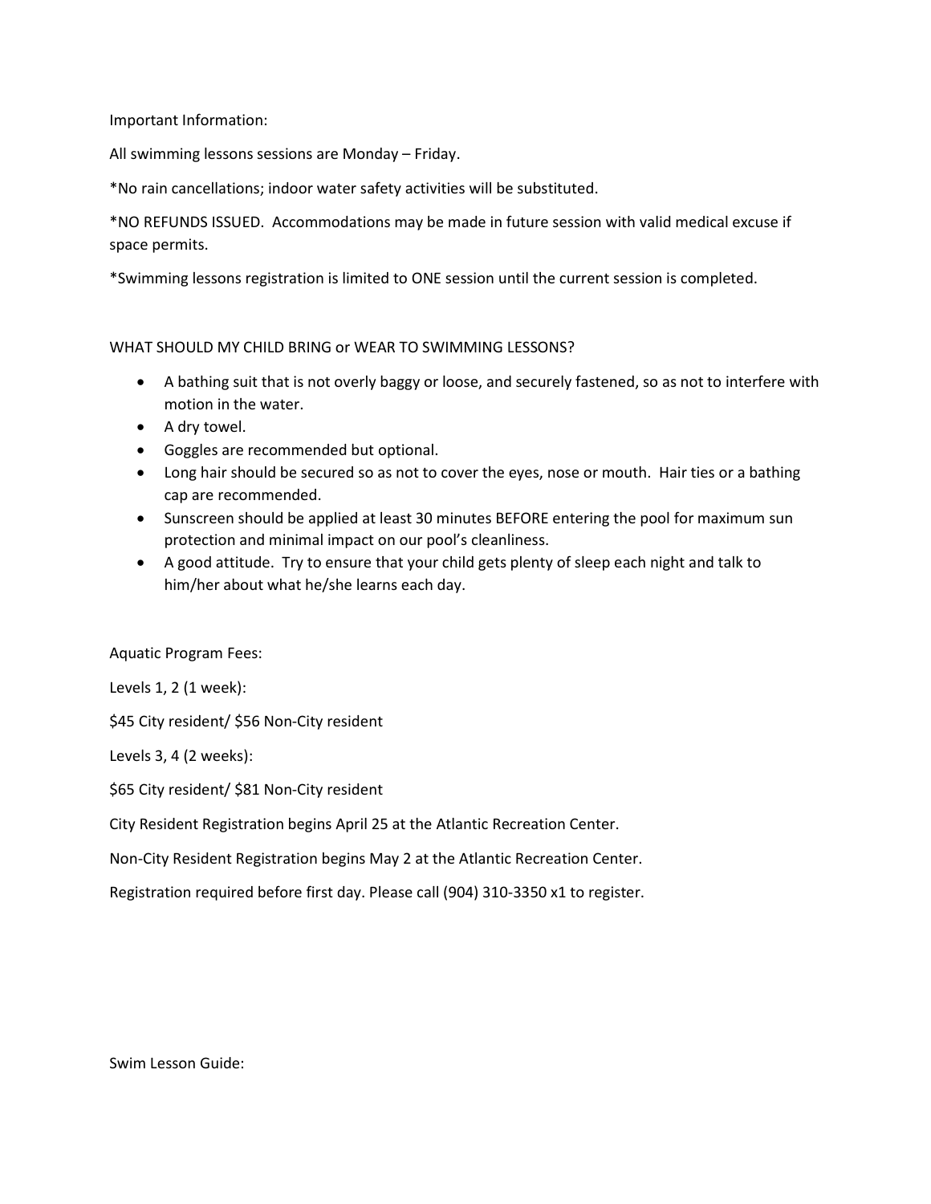Important Information:

All swimming lessons sessions are Monday – Friday.

*No rain cancellations; indoor water safety activities will be substituted.

*NO REFUNDS ISSUED. Accommodations may be made in future session with valid medical excuse if space permits.

*Swimming lessons registration is limited to ONE session until the current session is completed.

WHAT SHOULD MY CHILD BRING or WEAR TO SWIMMING LESSONS?

- A bathing suit that is not overly baggy or loose, and securely fastened, so as not to interfere with motion in the water.
- A dry towel.
- Goggles are recommended but optional.
- Long hair should be secured so as not to cover the eyes, nose or mouth. Hair ties or a bathing cap are recommended.
- Sunscreen should be applied at least 30 minutes BEFORE entering the pool for maximum sun protection and minimal impact on our pool's cleanliness.
- A good attitude. Try to ensure that your child gets plenty of sleep each night and talk to him/her about what he/she learns each day.

Aquatic Program Fees:

Levels 1, 2 (1 week):

$45 City resident/ $56 Non-City resident

Levels 3, 4 (2 weeks):

$65 City resident/ $81 Non-City resident

City Resident Registration begins April 25 at the Atlantic Recreation Center.

Non-City Resident Registration begins May 2 at the Atlantic Recreation Center.

Registration required before first day. Please call (904) 310-3350 x1 to register.

Swim Lesson Guide: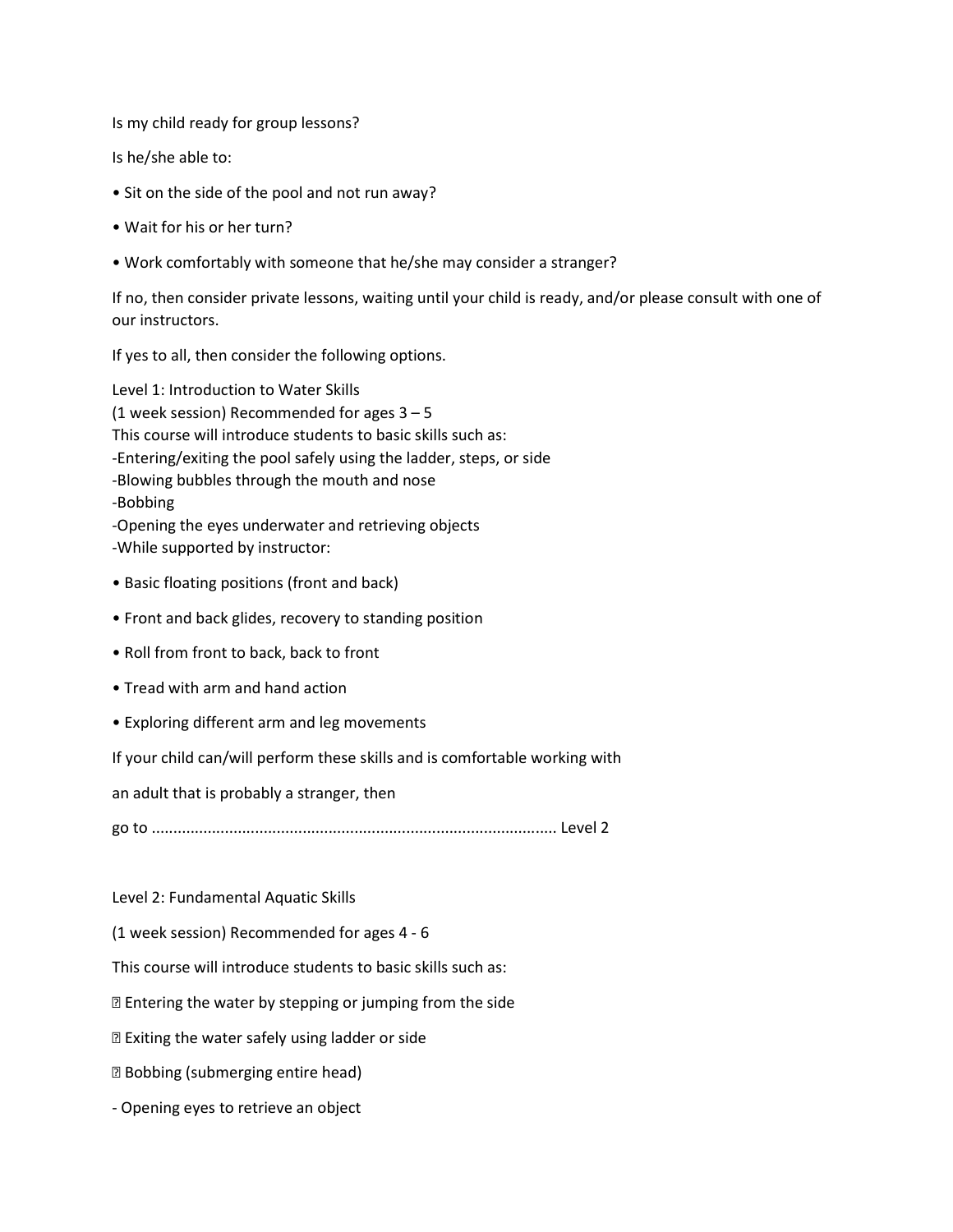Is my child ready for group lessons?

Is he/she able to:

- Sit on the side of the pool and not run away?
- Wait for his or her turn?
- Work comfortably with someone that he/she may consider a stranger?

If no, then consider private lessons, waiting until your child is ready, and/or please consult with one of our instructors.

If yes to all, then consider the following options.

Level 1: Introduction to Water Skills
(1 week session) Recommended for ages 3 – 5
This course will introduce students to basic skills such as:
-Entering/exiting the pool safely using the ladder, steps, or side
-Blowing bubbles through the mouth and nose
-Bobbing
-Opening the eyes underwater and retrieving objects
-While supported by instructor:

- Basic floating positions (front and back)
- Front and back glides, recovery to standing position
- Roll from front to back, back to front
- Tread with arm and hand action
- Exploring different arm and leg movements

If your child can/will perform these skills and is comfortable working with

an adult that is probably a stranger, then

go to ............................................................................................ Level 2

Level 2: Fundamental Aquatic Skills

(1 week session) Recommended for ages 4 - 6

This course will introduce students to basic skills such as:

- Entering the water by stepping or jumping from the side
- Exiting the water safely using ladder or side
- Bobbing (submerging entire head)

- Opening eyes to retrieve an object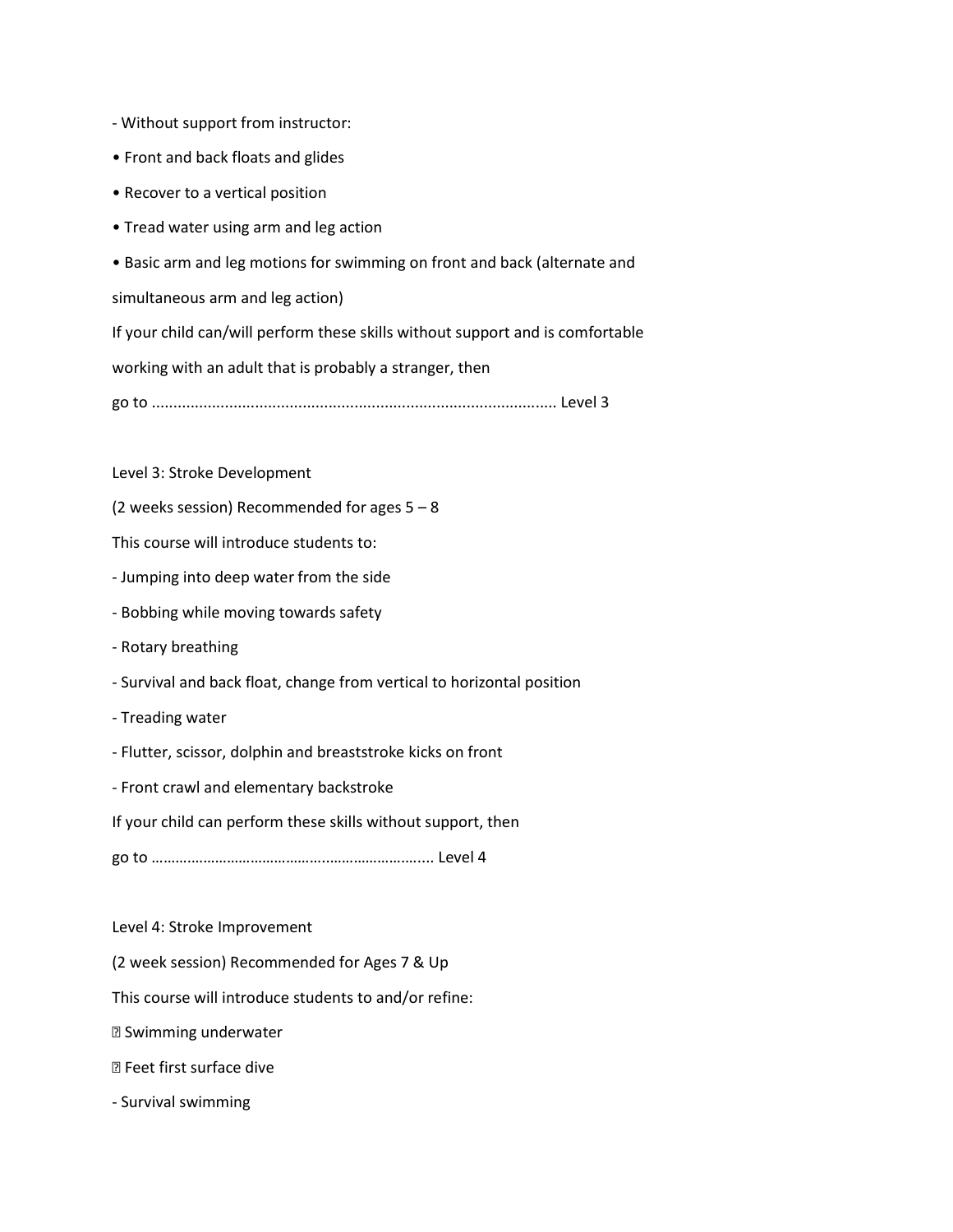- Without support from instructor:

• Front and back floats and glides

• Recover to a vertical position

• Tread water using arm and leg action

• Basic arm and leg motions for swimming on front and back (alternate and simultaneous arm and leg action)

If your child can/will perform these skills without support and is comfortable working with an adult that is probably a stranger, then go to .............................................................................................. Level 3

Level 3: Stroke Development

(2 weeks session) Recommended for ages 5 – 8

This course will introduce students to:

- Jumping into deep water from the side
- Bobbing while moving towards safety
- Rotary breathing
- Survival and back float, change from vertical to horizontal position
- Treading water
- Flutter, scissor, dolphin and breaststroke kicks on front
- Front crawl and elementary backstroke

If your child can perform these skills without support, then go to …………………………………….………………….... Level 4

Level 4: Stroke Improvement

(2 week session) Recommended for Ages 7 & Up

This course will introduce students to and/or refine:

- Swimming underwater
- Feet first surface dive
- Survival swimming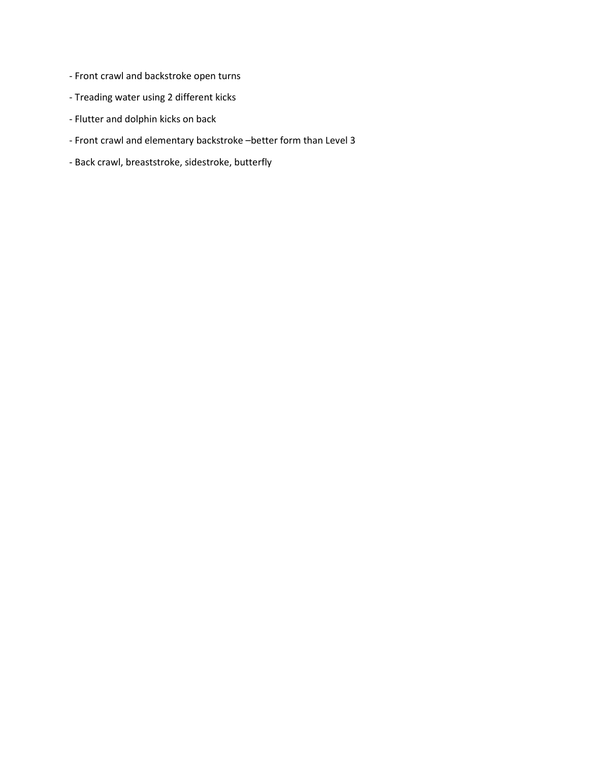- Front crawl and backstroke open turns
- Treading water using 2 different kicks
- Flutter and dolphin kicks on back
- Front crawl and elementary backstroke –better form than Level 3
- Back crawl, breaststroke, sidestroke, butterfly